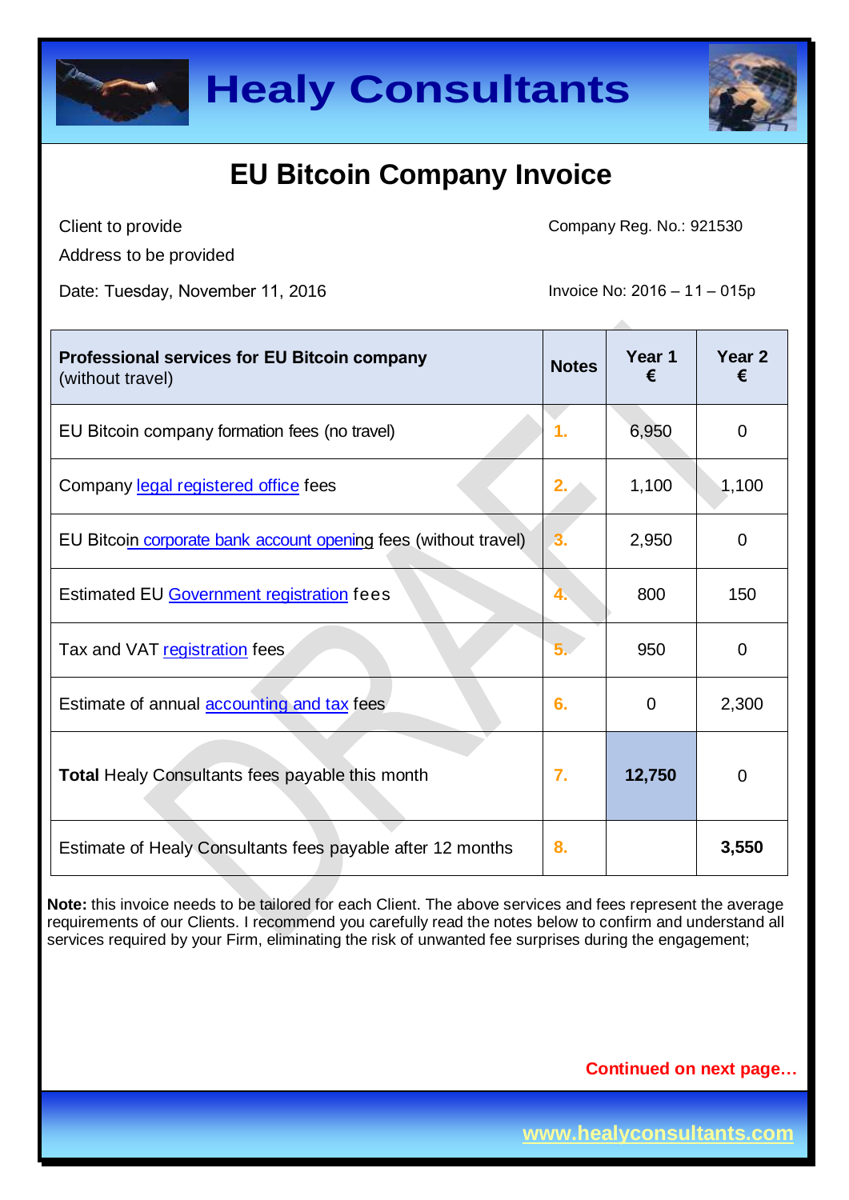# Healy Consultants

## EU Bitcoin Company Invoice

Client to provide
Address to be provided

Company Reg. No.: 921530

Date: Tuesday, November 11, 2016

Invoice No: 2016 – 11 – 015p

| **Professional services for EU Bitcoin company** (without travel) | **Notes** | **Year 1 €** | **Year 2 €** |
|---|---|---|---|
| EU Bitcoin company formation fees (no travel) | 1. | 6,950 | 0 |
| Company legal registered office fees | 2. | 1,100 | 1,100 |
| EU Bitcoin corporate bank account opening fees (without travel) | 3. | 2,950 | 0 |
| Estimated EU Government registration fees | 4. | 800 | 150 |
| Tax and VAT registration fees | 5. | 950 | 0 |
| Estimate of annual accounting and tax fees | 6. | 0 | 2,300 |
| **Total** Healy Consultants fees payable this month | 7. | **12,750** | 0 |
| Estimate of Healy Consultants fees payable after 12 months | 8. | | **3,550** |

**Note:** this invoice needs to be tailored for each Client. The above services and fees represent the average requirements of our Clients. I recommend you carefully read the notes below to confirm and understand all services required by your Firm, eliminating the risk of unwanted fee surprises during the engagement;

**Continued on next page…**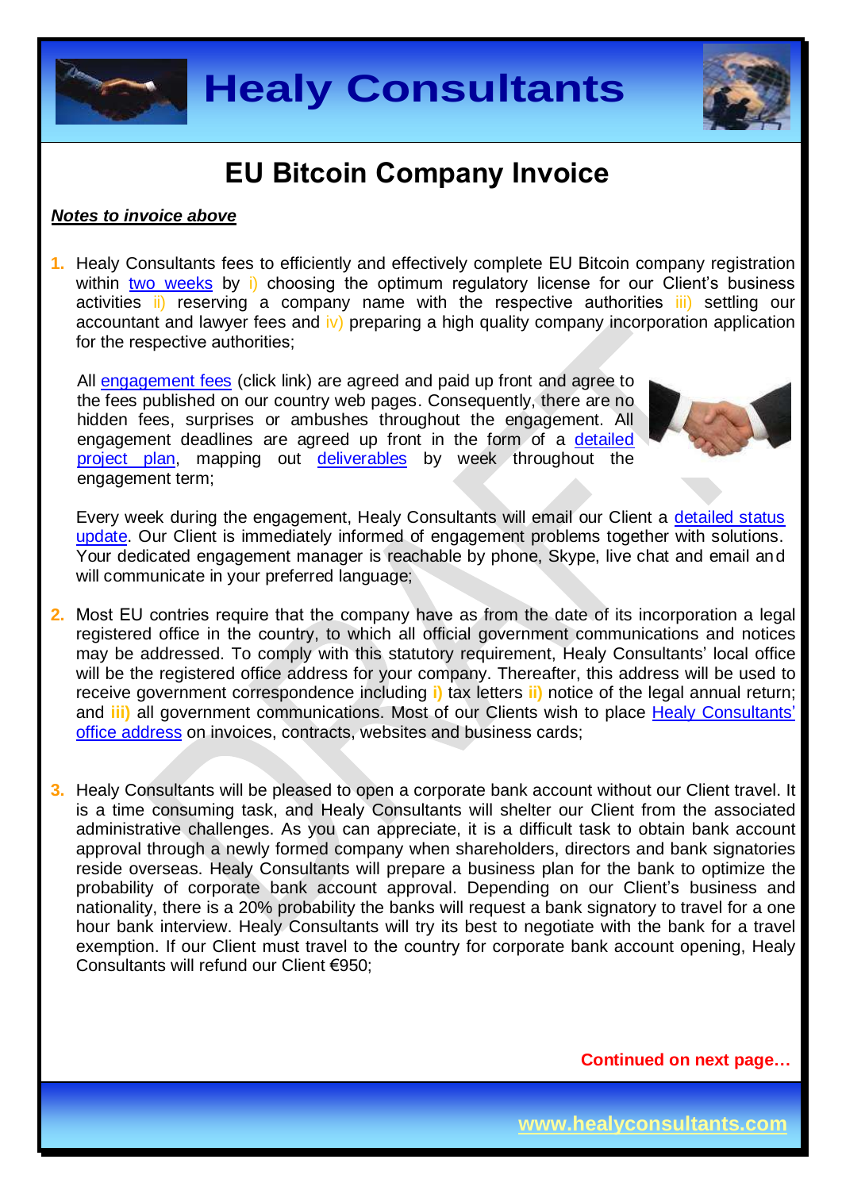# EU Bitcoin Company Invoice

***Notes to invoice above***

1. Healy Consultants fees to efficiently and effectively complete EU Bitcoin company registration within two weeks by i) choosing the optimum regulatory license for our Client's business activities ii) reserving a company name with the respective authorities iii) settling our accountant and lawyer fees and iv) preparing a high quality company incorporation application for the respective authorities;

   All engagement fees (click link) are agreed and paid up front and agree to the fees published on our country web pages. Consequently, there are no hidden fees, surprises or ambushes throughout the engagement. All engagement deadlines are agreed up front in the form of a detailed project plan, mapping out deliverables by week throughout the engagement term;

   Every week during the engagement, Healy Consultants will email our Client a detailed status update. Our Client is immediately informed of engagement problems together with solutions. Your dedicated engagement manager is reachable by phone, Skype, live chat and email and will communicate in your preferred language;

2. Most EU contries require that the company have as from the date of its incorporation a legal registered office in the country, to which all official government communications and notices may be addressed. To comply with this statutory requirement, Healy Consultants' local office will be the registered office address for your company. Thereafter, this address will be used to receive government correspondence including **i)** tax letters **ii)** notice of the legal annual return; and **iii)** all government communications. Most of our Clients wish to place Healy Consultants' office address on invoices, contracts, websites and business cards;

3. Healy Consultants will be pleased to open a corporate bank account without our Client travel. It is a time consuming task, and Healy Consultants will shelter our Client from the associated administrative challenges. As you can appreciate, it is a difficult task to obtain bank account approval through a newly formed company when shareholders, directors and bank signatories reside overseas. Healy Consultants will prepare a business plan for the bank to optimize the probability of corporate bank account approval. Depending on our Client's business and nationality, there is a 20% probability the banks will request a bank signatory to travel for a one hour bank interview. Healy Consultants will try its best to negotiate with the bank for a travel exemption. If our Client must travel to the country for corporate bank account opening, Healy Consultants will refund our Client €950;

**Continued on next page…**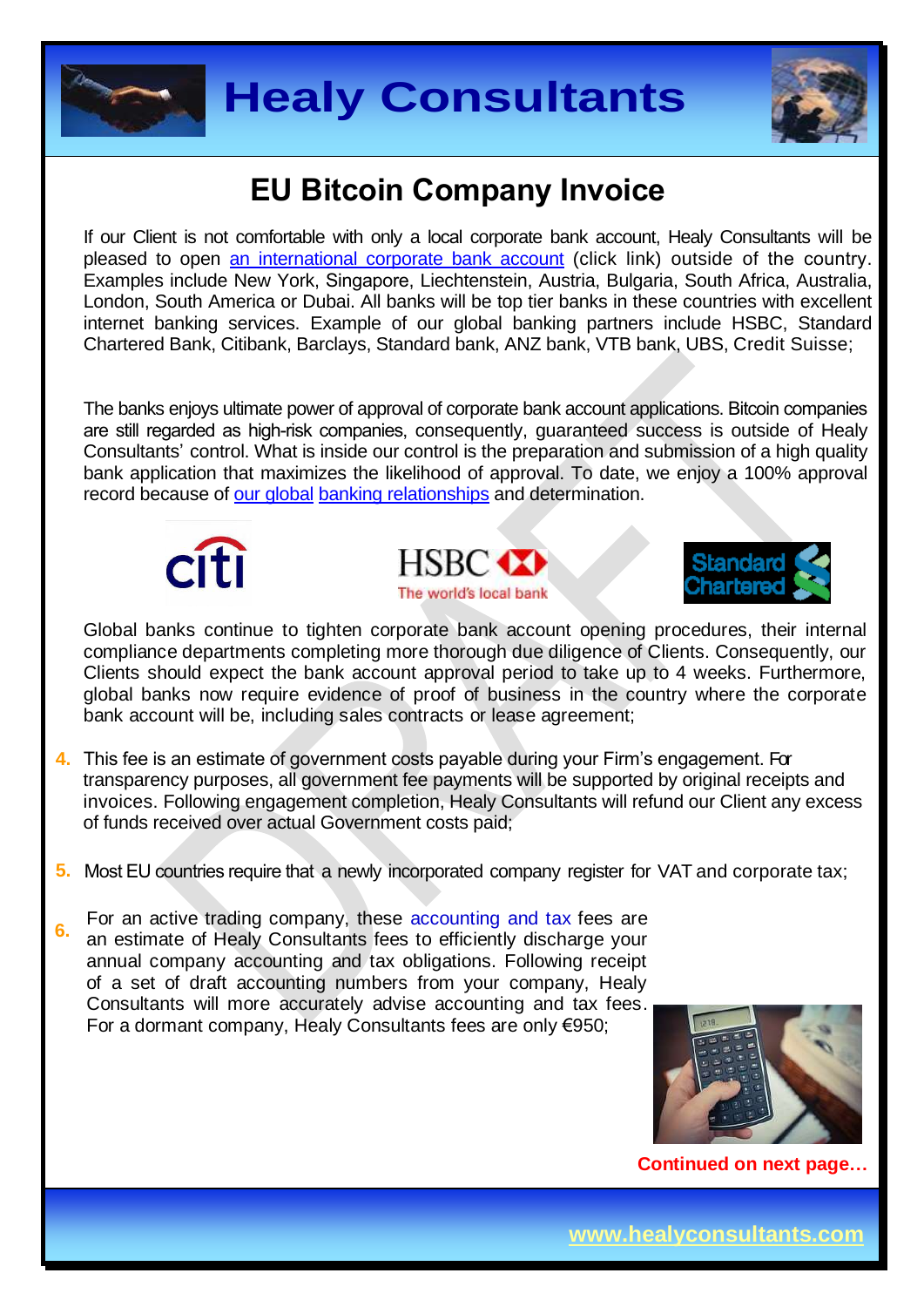# EU Bitcoin Company Invoice

If our Client is not comfortable with only a local corporate bank account, Healy Consultants will be pleased to open an international corporate bank account (click link) outside of the country. Examples include New York, Singapore, Liechtenstein, Austria, Bulgaria, South Africa, Australia, London, South America or Dubai. All banks will be top tier banks in these countries with excellent internet banking services. Example of our global banking partners include HSBC, Standard Chartered Bank, Citibank, Barclays, Standard bank, ANZ bank, VTB bank, UBS, Credit Suisse;

The banks enjoys ultimate power of approval of corporate bank account applications. Bitcoin companies are still regarded as high-risk companies, consequently, guaranteed success is outside of Healy Consultants' control. What is inside our control is the preparation and submission of a high quality bank application that maximizes the likelihood of approval. To date, we enjoy a 100% approval record because of our global banking relationships and determination.

Global banks continue to tighten corporate bank account opening procedures, their internal compliance departments completing more thorough due diligence of Clients. Consequently, our Clients should expect the bank account approval period to take up to 4 weeks. Furthermore, global banks now require evidence of proof of business in the country where the corporate bank account will be, including sales contracts or lease agreement;

4. This fee is an estimate of government costs payable during your Firm's engagement. For transparency purposes, all government fee payments will be supported by original receipts and invoices. Following engagement completion, Healy Consultants will refund our Client any excess of funds received over actual Government costs paid;

5. Most EU countries require that a newly incorporated company register for VAT and corporate tax;

6. For an active trading company, these accounting and tax fees are an estimate of Healy Consultants fees to efficiently discharge your annual company accounting and tax obligations. Following receipt of a set of draft accounting numbers from your company, Healy Consultants will more accurately advise accounting and tax fees. For a dormant company, Healy Consultants fees are only €950;

**Continued on next page…**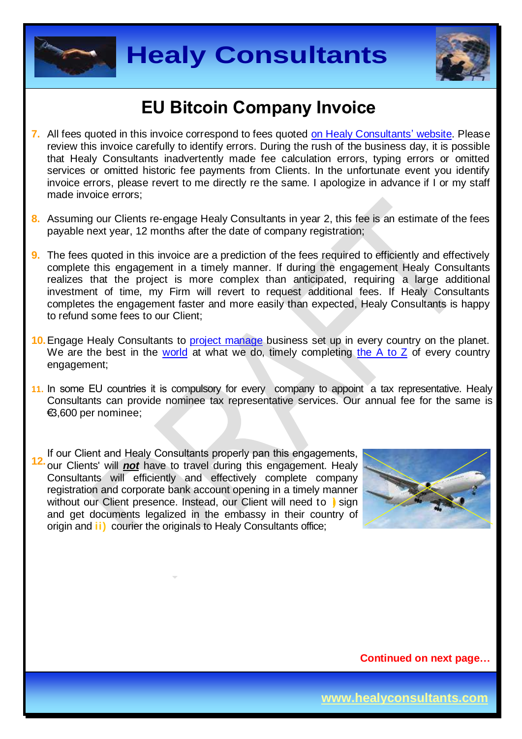# EU Bitcoin Company Invoice

7. All fees quoted in this invoice correspond to fees quoted on Healy Consultants' website. Please review this invoice carefully to identify errors. During the rush of the business day, it is possible that Healy Consultants inadvertently made fee calculation errors, typing errors or omitted services or omitted historic fee payments from Clients. In the unfortunate event you identify invoice errors, please revert to me directly re the same. I apologize in advance if I or my staff made invoice errors;

8. Assuming our Clients re-engage Healy Consultants in year 2, this fee is an estimate of the fees payable next year, 12 months after the date of company registration;

9. The fees quoted in this invoice are a prediction of the fees required to efficiently and effectively complete this engagement in a timely manner. If during the engagement Healy Consultants realizes that the project is more complex than anticipated, requiring a large additional investment of time, my Firm will revert to request additional fees. If Healy Consultants completes the engagement faster and more easily than expected, Healy Consultants is happy to refund some fees to our Client;

10. Engage Healy Consultants to project manage business set up in every country on the planet. We are the best in the world at what we do, timely completing the A to Z of every country engagement;

11. In some EU countries it is compulsory for every company to appoint a tax representative. Healy Consultants can provide nominee tax representative services. Our annual fee for the same is €3,600 per nominee;

12. If our Client and Healy Consultants properly pan this engagements, our Clients' will ***not*** have to travel during this engagement. Healy Consultants will efficiently and effectively complete company registration and corporate bank account opening in a timely manner without our Client presence. Instead, our Client will need to **i)** sign and get documents legalized in the embassy in their country of origin and **ii)** courier the originals to Healy Consultants office;

**Continued on next page…**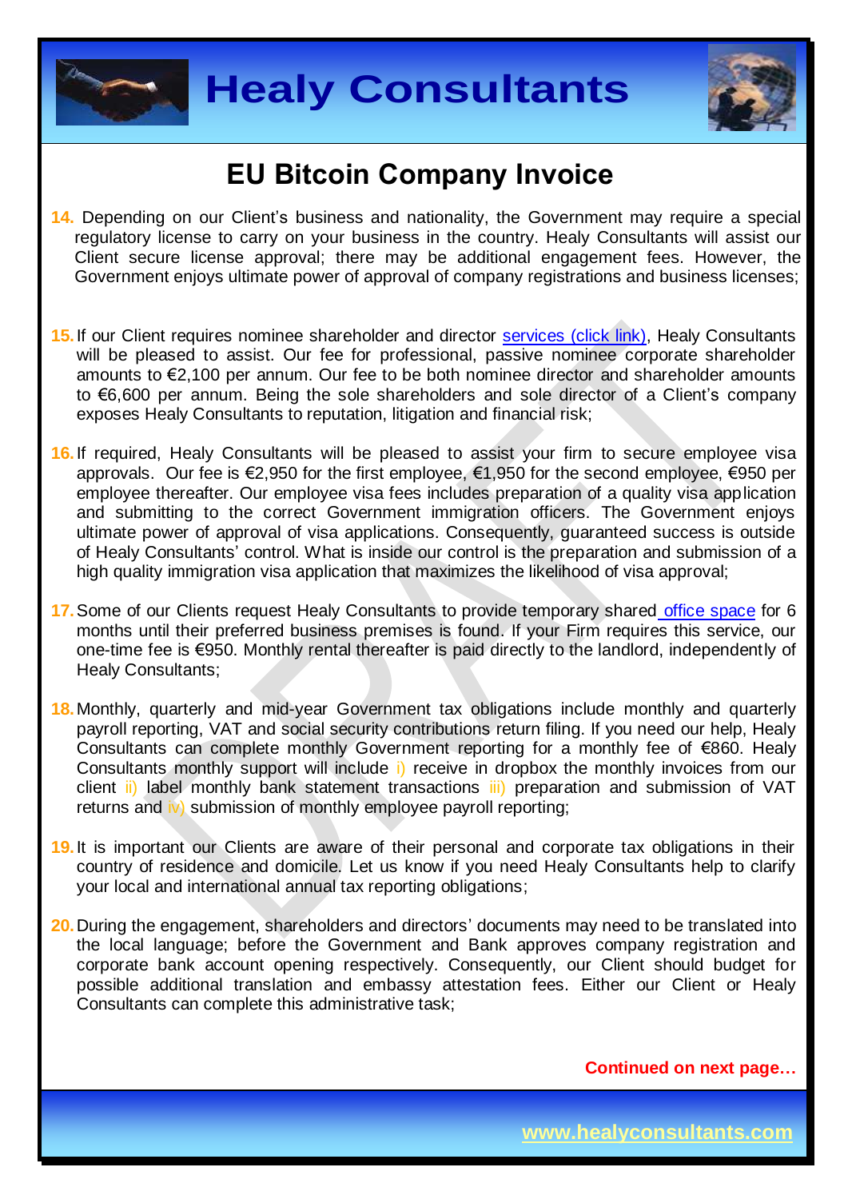## EU Bitcoin Company Invoice

14. Depending on our Client's business and nationality, the Government may require a special regulatory license to carry on your business in the country. Healy Consultants will assist our Client secure license approval; there may be additional engagement fees. However, the Government enjoys ultimate power of approval of company registrations and business licenses;

15. If our Client requires nominee shareholder and director services (click link), Healy Consultants will be pleased to assist. Our fee for professional, passive nominee corporate shareholder amounts to €2,100 per annum. Our fee to be both nominee director and shareholder amounts to €6,600 per annum. Being the sole shareholders and sole director of a Client's company exposes Healy Consultants to reputation, litigation and financial risk;

16. If required, Healy Consultants will be pleased to assist your firm to secure employee visa approvals. Our fee is €2,950 for the first employee, €1,950 for the second employee, €950 per employee thereafter. Our employee visa fees includes preparation of a quality visa application and submitting to the correct Government immigration officers. The Government enjoys ultimate power of approval of visa applications. Consequently, guaranteed success is outside of Healy Consultants' control. What is inside our control is the preparation and submission of a high quality immigration visa application that maximizes the likelihood of visa approval;

17. Some of our Clients request Healy Consultants to provide temporary shared office space for 6 months until their preferred business premises is found. If your Firm requires this service, our one-time fee is €950. Monthly rental thereafter is paid directly to the landlord, independently of Healy Consultants;

18. Monthly, quarterly and mid-year Government tax obligations include monthly and quarterly payroll reporting, VAT and social security contributions return filing. If you need our help, Healy Consultants can complete monthly Government reporting for a monthly fee of €860. Healy Consultants monthly support will include i) receive in dropbox the monthly invoices from our client ii) label monthly bank statement transactions iii) preparation and submission of VAT returns and iv) submission of monthly employee payroll reporting;

19. It is important our Clients are aware of their personal and corporate tax obligations in their country of residence and domicile. Let us know if you need Healy Consultants help to clarify your local and international annual tax reporting obligations;

20. During the engagement, shareholders and directors' documents may need to be translated into the local language; before the Government and Bank approves company registration and corporate bank account opening respectively. Consequently, our Client should budget for possible additional translation and embassy attestation fees. Either our Client or Healy Consultants can complete this administrative task;

**Continued on next page…**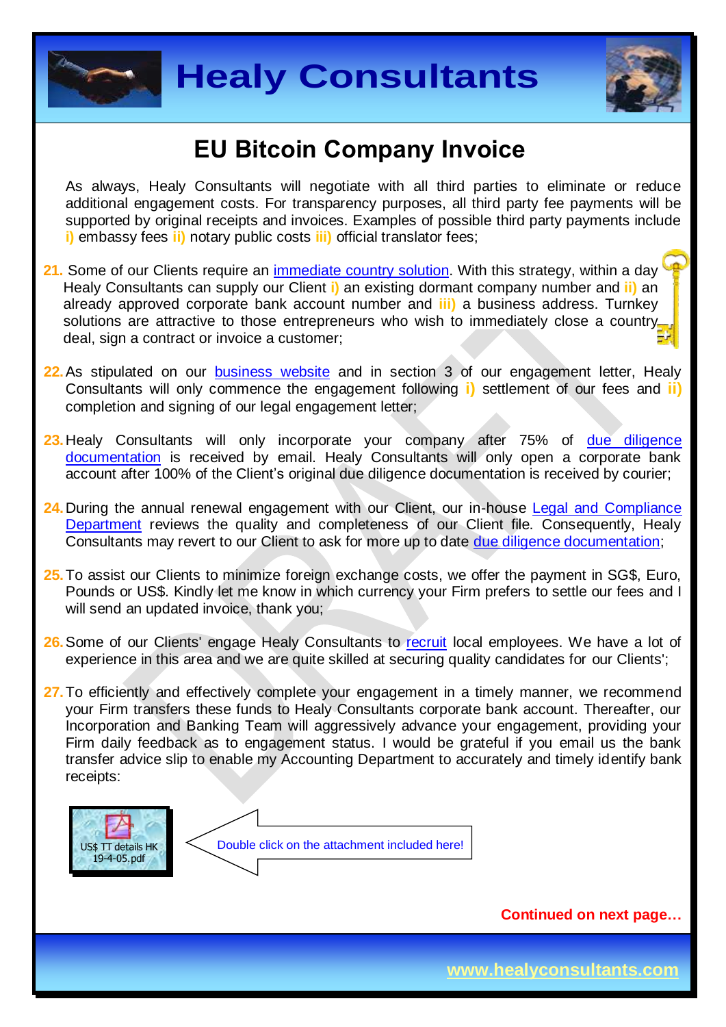# EU Bitcoin Company Invoice

As always, Healy Consultants will negotiate with all third parties to eliminate or reduce additional engagement costs. For transparency purposes, all third party fee payments will be supported by original receipts and invoices. Examples of possible third party payments include **i)** embassy fees **ii)** notary public costs **iii)** official translator fees;

**21.** Some of our Clients require an [immediate country solution](). With this strategy, within a day Healy Consultants can supply our Client **i)** an existing dormant company number and **ii)** an already approved corporate bank account number and **iii)** a business address. Turnkey solutions are attractive to those entrepreneurs who wish to immediately close a country deal, sign a contract or invoice a customer;

**22.** As stipulated on our [business website]() and in section 3 of our engagement letter, Healy Consultants will only commence the engagement following **i)** settlement of our fees and **ii)** completion and signing of our legal engagement letter;

**23.** Healy Consultants will only incorporate your company after 75% of [due diligence documentation]() is received by email. Healy Consultants will only open a corporate bank account after 100% of the Client's original due diligence documentation is received by courier;

**24.** During the annual renewal engagement with our Client, our in-house [Legal and Compliance Department]() reviews the quality and completeness of our Client file. Consequently, Healy Consultants may revert to our Client to ask for more up to date [due diligence documentation]();

**25.** To assist our Clients to minimize foreign exchange costs, we offer the payment in SG$, Euro, Pounds or US$. Kindly let me know in which currency your Firm prefers to settle our fees and I will send an updated invoice, thank you;

**26.** Some of our Clients' engage Healy Consultants to [recruit]() local employees. We have a lot of experience in this area and we are quite skilled at securing quality candidates for our Clients';

**27.** To efficiently and effectively complete your engagement in a timely manner, we recommend your Firm transfers these funds to Healy Consultants corporate bank account. Thereafter, our Incorporation and Banking Team will aggressively advance your engagement, providing your Firm daily feedback as to engagement status. I would be grateful if you email us the bank transfer advice slip to enable my Accounting Department to accurately and timely identify bank receipts:

US$ TT details HK 19-4-05.pdf

Double click on the attachment included here!

**Continued on next page…**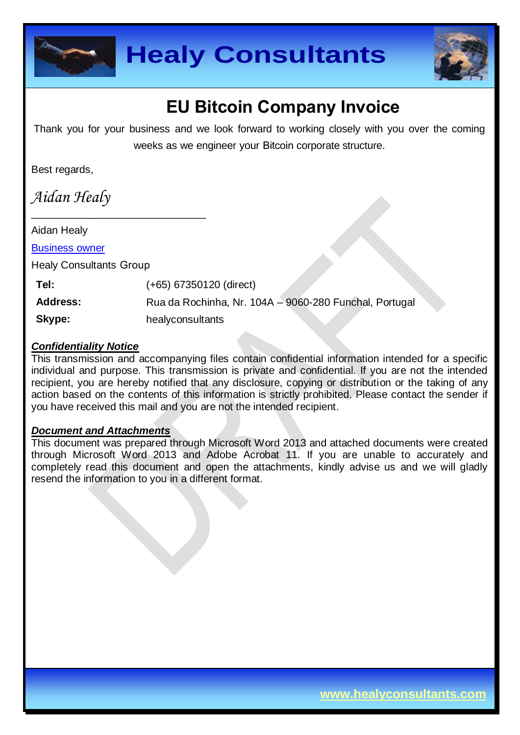# EU Bitcoin Company Invoice

Thank you for your business and we look forward to working closely with you over the coming weeks as we engineer your Bitcoin corporate structure.

Best regards,

*Aidan Healy*

___________________________

Aidan Healy

Business owner

Healy Consultants Group

| | |
|---|---|
| **Tel:** | (+65) 67350120 (direct) |
| **Address:** | Rua da Rochinha, Nr. 104A – 9060-280 Funchal, Portugal |
| **Skype:** | healyconsultants |

***Confidentiality Notice***

This transmission and accompanying files contain confidential information intended for a specific individual and purpose. This transmission is private and confidential. If you are not the intended recipient, you are hereby notified that any disclosure, copying or distribution or the taking of any action based on the contents of this information is strictly prohibited. Please contact the sender if you have received this mail and you are not the intended recipient.

***Document and Attachments***

This document was prepared through Microsoft Word 2013 and attached documents were created through Microsoft Word 2013 and Adobe Acrobat 11. If you are unable to accurately and completely read this document and open the attachments, kindly advise us and we will gladly resend the information to you in a different format.